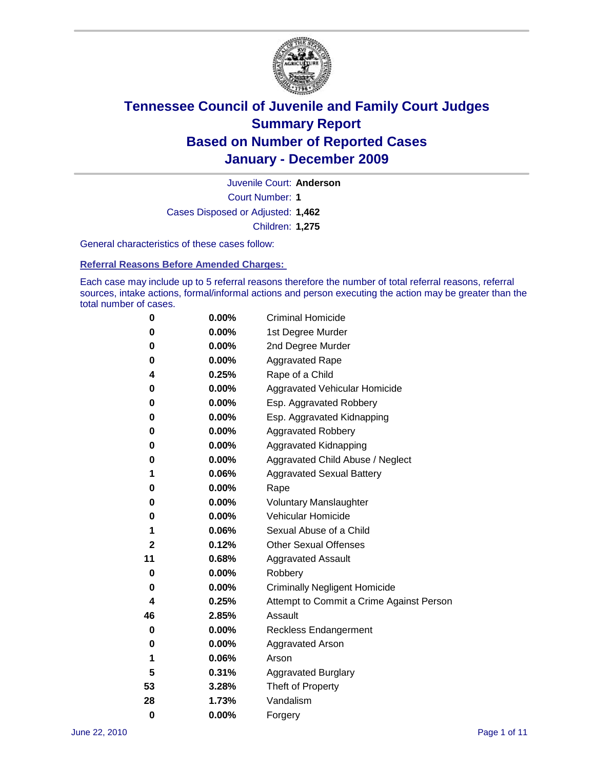# Tennessee Council of Juvenile and Family Court Judges
## Summary Report
## Based on Number of Reported Cases
## January - December 2009

Juvenile Court: **Anderson**

Court Number: **1**

Cases Disposed or Adjusted: **1,462**

Children: **1,275**

General characteristics of these cases follow:

### Referral Reasons Before Amended Charges:

Each case may include up to 5 referral reasons therefore the number of total referral reasons, referral sources, intake actions, formal/informal actions and person executing the action may be greater than the total number of cases.

| Count | Percent | Referral Reason |
|---|---|---|
| 0 | 0.00% | Criminal Homicide |
| 0 | 0.00% | 1st Degree Murder |
| 0 | 0.00% | 2nd Degree Murder |
| 0 | 0.00% | Aggravated Rape |
| 4 | 0.25% | Rape of a Child |
| 0 | 0.00% | Aggravated Vehicular Homicide |
| 0 | 0.00% | Esp. Aggravated Robbery |
| 0 | 0.00% | Esp. Aggravated Kidnapping |
| 0 | 0.00% | Aggravated Robbery |
| 0 | 0.00% | Aggravated Kidnapping |
| 0 | 0.00% | Aggravated Child Abuse / Neglect |
| 1 | 0.06% | Aggravated Sexual Battery |
| 0 | 0.00% | Rape |
| 0 | 0.00% | Voluntary Manslaughter |
| 0 | 0.00% | Vehicular Homicide |
| 1 | 0.06% | Sexual Abuse of a Child |
| 2 | 0.12% | Other Sexual Offenses |
| 11 | 0.68% | Aggravated Assault |
| 0 | 0.00% | Robbery |
| 0 | 0.00% | Criminally Negligent Homicide |
| 4 | 0.25% | Attempt to Commit a Crime Against Person |
| 46 | 2.85% | Assault |
| 0 | 0.00% | Reckless Endangerment |
| 0 | 0.00% | Aggravated Arson |
| 1 | 0.06% | Arson |
| 5 | 0.31% | Aggravated Burglary |
| 53 | 3.28% | Theft of Property |
| 28 | 1.73% | Vandalism |
| 0 | 0.00% | Forgery |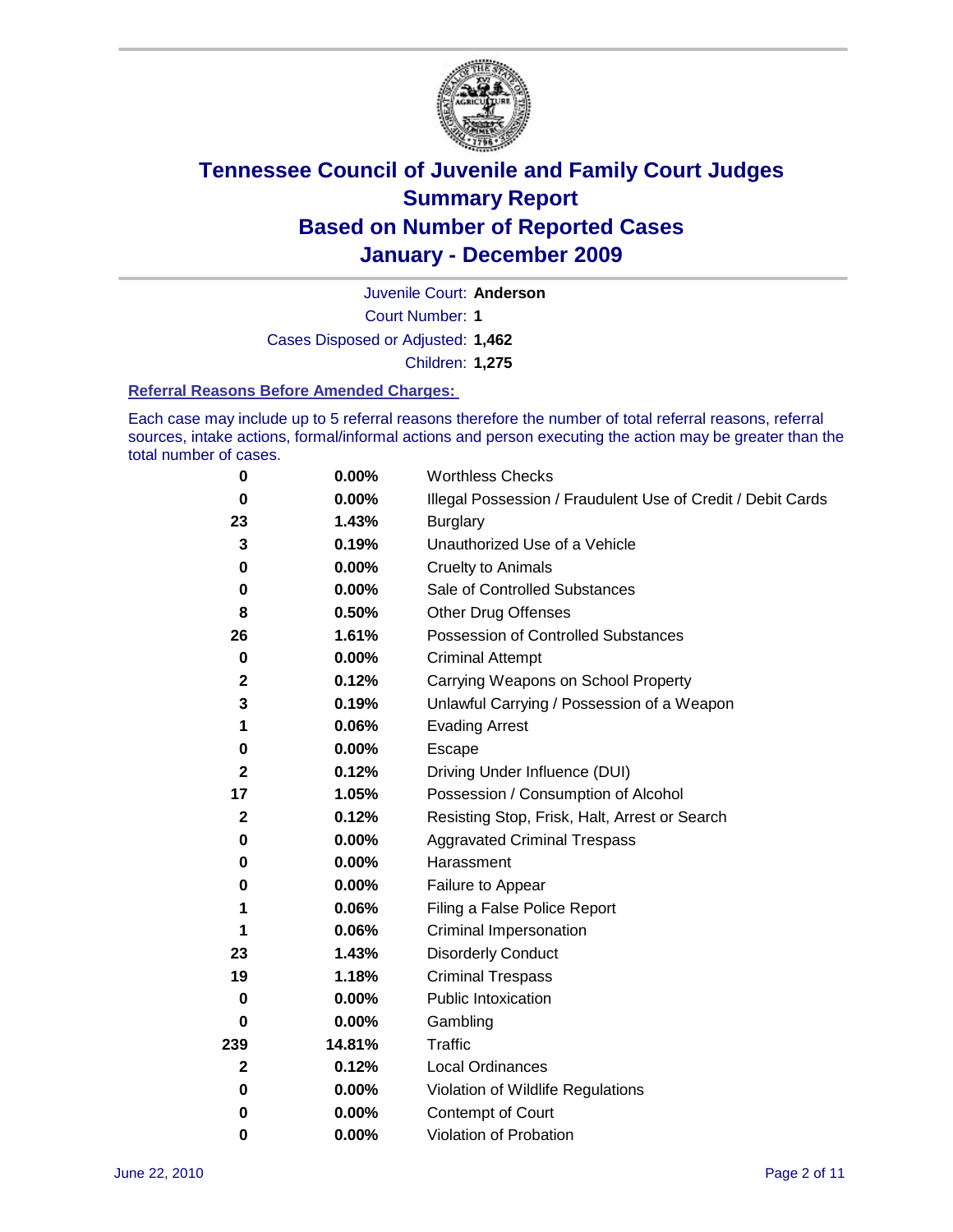# Tennessee Council of Juvenile and Family Court Judges
## Summary Report
## Based on Number of Reported Cases
## January - December 2009

Juvenile Court: **Anderson**

Court Number: **1**

Cases Disposed or Adjusted: **1,462**

Children: **1,275**

### Referral Reasons Before Amended Charges:

Each case may include up to 5 referral reasons therefore the number of total referral reasons, referral sources, intake actions, formal/informal actions and person executing the action may be greater than the total number of cases.

| Count | Percent | Referral Reason |
|---|---|---|
| 0 | 0.00% | Worthless Checks |
| 0 | 0.00% | Illegal Possession / Fraudulent Use of Credit / Debit Cards |
| 23 | 1.43% | Burglary |
| 3 | 0.19% | Unauthorized Use of a Vehicle |
| 0 | 0.00% | Cruelty to Animals |
| 0 | 0.00% | Sale of Controlled Substances |
| 8 | 0.50% | Other Drug Offenses |
| 26 | 1.61% | Possession of Controlled Substances |
| 0 | 0.00% | Criminal Attempt |
| 2 | 0.12% | Carrying Weapons on School Property |
| 3 | 0.19% | Unlawful Carrying / Possession of a Weapon |
| 1 | 0.06% | Evading Arrest |
| 0 | 0.00% | Escape |
| 2 | 0.12% | Driving Under Influence (DUI) |
| 17 | 1.05% | Possession / Consumption of Alcohol |
| 2 | 0.12% | Resisting Stop, Frisk, Halt, Arrest or Search |
| 0 | 0.00% | Aggravated Criminal Trespass |
| 0 | 0.00% | Harassment |
| 0 | 0.00% | Failure to Appear |
| 1 | 0.06% | Filing a False Police Report |
| 1 | 0.06% | Criminal Impersonation |
| 23 | 1.43% | Disorderly Conduct |
| 19 | 1.18% | Criminal Trespass |
| 0 | 0.00% | Public Intoxication |
| 0 | 0.00% | Gambling |
| 239 | 14.81% | Traffic |
| 2 | 0.12% | Local Ordinances |
| 0 | 0.00% | Violation of Wildlife Regulations |
| 0 | 0.00% | Contempt of Court |
| 0 | 0.00% | Violation of Probation |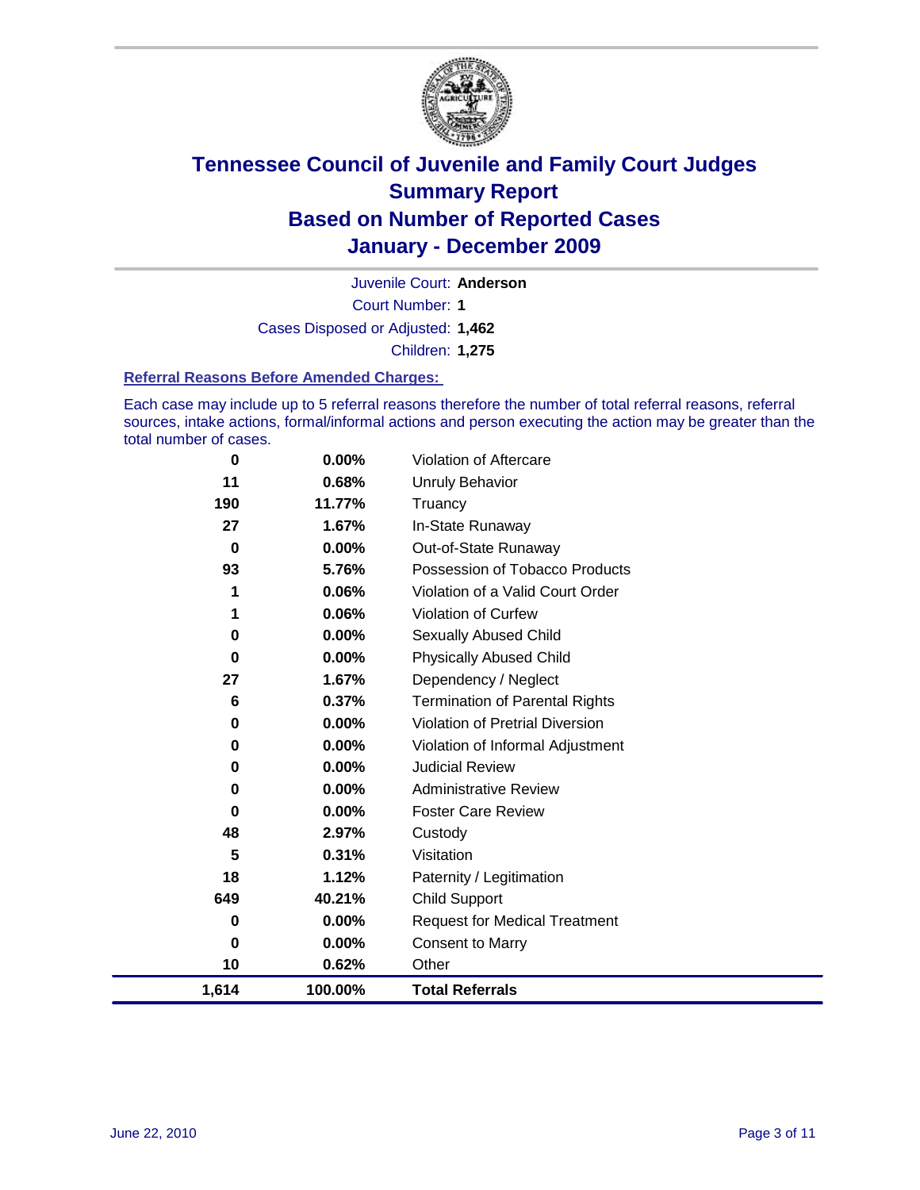# Tennessee Council of Juvenile and Family Court Judges
## Summary Report
## Based on Number of Reported Cases
## January - December 2009

Juvenile Court: **Anderson**

Court Number: **1**

Cases Disposed or Adjusted: **1,462**

Children: **1,275**

### Referral Reasons Before Amended Charges:

Each case may include up to 5 referral reasons therefore the number of total referral reasons, referral sources, intake actions, formal/informal actions and person executing the action may be greater than the total number of cases.

| Count | Percent | Referral Reason |
|---|---|---|
| 0 | 0.00% | Violation of Aftercare |
| 11 | 0.68% | Unruly Behavior |
| 190 | 11.77% | Truancy |
| 27 | 1.67% | In-State Runaway |
| 0 | 0.00% | Out-of-State Runaway |
| 93 | 5.76% | Possession of Tobacco Products |
| 1 | 0.06% | Violation of a Valid Court Order |
| 1 | 0.06% | Violation of Curfew |
| 0 | 0.00% | Sexually Abused Child |
| 0 | 0.00% | Physically Abused Child |
| 27 | 1.67% | Dependency / Neglect |
| 6 | 0.37% | Termination of Parental Rights |
| 0 | 0.00% | Violation of Pretrial Diversion |
| 0 | 0.00% | Violation of Informal Adjustment |
| 0 | 0.00% | Judicial Review |
| 0 | 0.00% | Administrative Review |
| 0 | 0.00% | Foster Care Review |
| 48 | 2.97% | Custody |
| 5 | 0.31% | Visitation |
| 18 | 1.12% | Paternity / Legitimation |
| 649 | 40.21% | Child Support |
| 0 | 0.00% | Request for Medical Treatment |
| 0 | 0.00% | Consent to Marry |
| 10 | 0.62% | Other |
| **1,614** | **100.00%** | **Total Referrals** |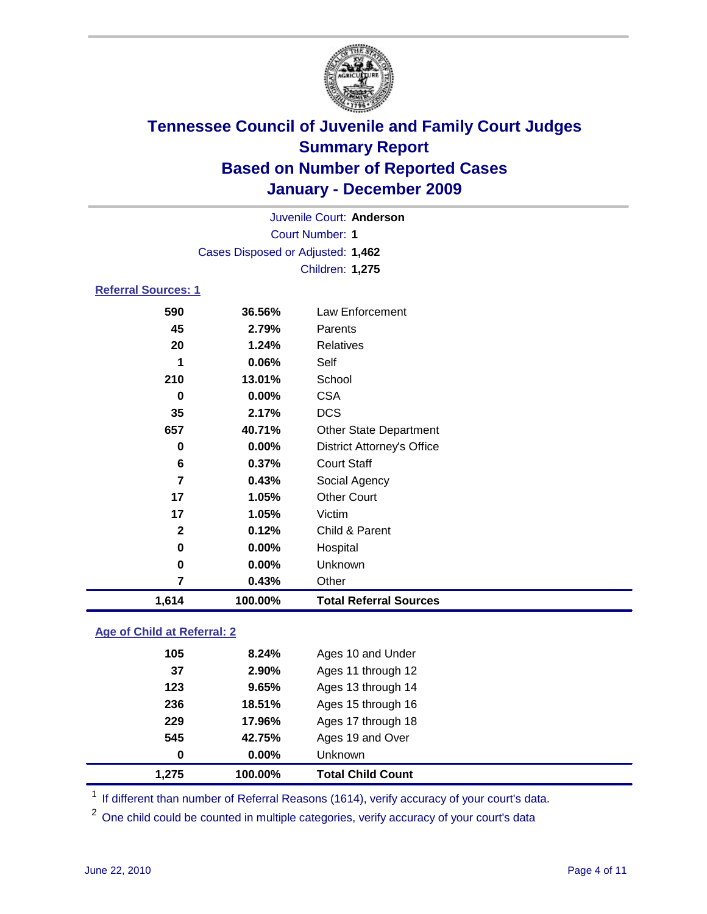# Tennessee Council of Juvenile and Family Court Judges
## Summary Report
## Based on Number of Reported Cases
## January - December 2009

Juvenile Court: **Anderson**

Court Number: **1**

Cases Disposed or Adjusted: **1,462**

Children: **1,275**

### Referral Sources: 1

| | | |
|---|---|---|
| 590 | 36.56% | Law Enforcement |
| 45 | 2.79% | Parents |
| 20 | 1.24% | Relatives |
| 1 | 0.06% | Self |
| 210 | 13.01% | School |
| 0 | 0.00% | CSA |
| 35 | 2.17% | DCS |
| 657 | 40.71% | Other State Department |
| 0 | 0.00% | District Attorney's Office |
| 6 | 0.37% | Court Staff |
| 7 | 0.43% | Social Agency |
| 17 | 1.05% | Other Court |
| 17 | 1.05% | Victim |
| 2 | 0.12% | Child & Parent |
| 0 | 0.00% | Hospital |
| 0 | 0.00% | Unknown |
| 7 | 0.43% | Other |
| **1,614** | **100.00%** | **Total Referral Sources** |

### Age of Child at Referral: 2

| | | |
|---|---|---|
| 105 | 8.24% | Ages 10 and Under |
| 37 | 2.90% | Ages 11 through 12 |
| 123 | 9.65% | Ages 13 through 14 |
| 236 | 18.51% | Ages 15 through 16 |
| 229 | 17.96% | Ages 17 through 18 |
| 545 | 42.75% | Ages 19 and Over |
| 0 | 0.00% | Unknown |
| **1,275** | **100.00%** | **Total Child Count** |

[1] If different than number of Referral Reasons (1614), verify accuracy of your court's data.

[2] One child could be counted in multiple categories, verify accuracy of your court's data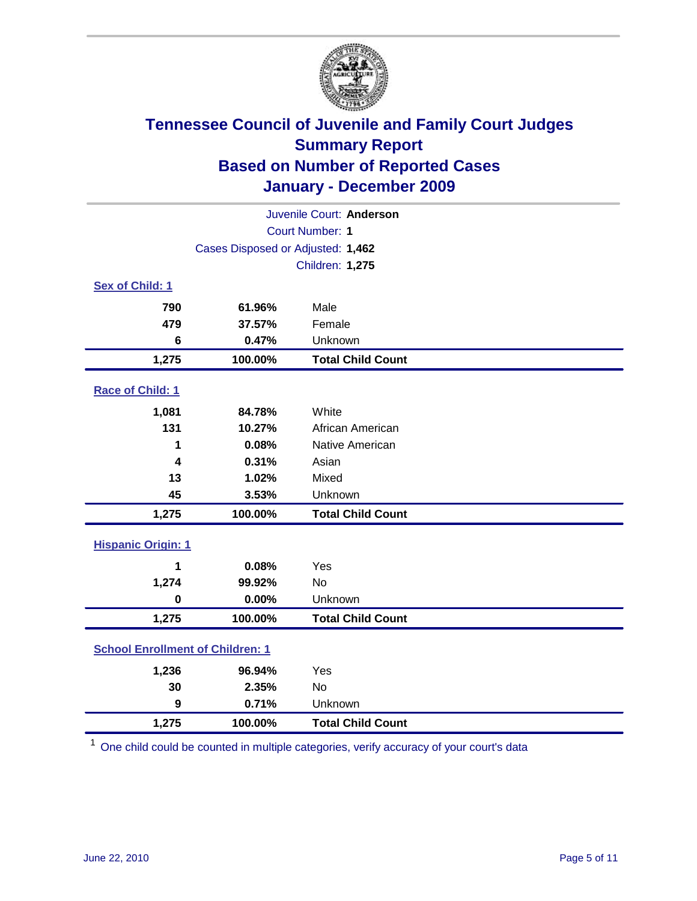# Tennessee Council of Juvenile and Family Court Judges
## Summary Report
## Based on Number of Reported Cases
## January - December 2009

Juvenile Court: **Anderson**
Court Number: **1**
Cases Disposed or Adjusted: **1,462**
Children: **1,275**

### Sex of Child: 1

| | | |
|---|---|---|
| **790** | **61.96%** | Male |
| **479** | **37.57%** | Female |
| **6** | **0.47%** | Unknown |
| **1,275** | **100.00%** | **Total Child Count** |

### Race of Child: 1

| | | |
|---|---|---|
| **1,081** | **84.78%** | White |
| **131** | **10.27%** | African American |
| **1** | **0.08%** | Native American |
| **4** | **0.31%** | Asian |
| **13** | **1.02%** | Mixed |
| **45** | **3.53%** | Unknown |
| **1,275** | **100.00%** | **Total Child Count** |

### Hispanic Origin: 1

| | | |
|---|---|---|
| **1** | **0.08%** | Yes |
| **1,274** | **99.92%** | No |
| **0** | **0.00%** | Unknown |
| **1,275** | **100.00%** | **Total Child Count** |

### School Enrollment of Children: 1

| | | |
|---|---|---|
| **1,236** | **96.94%** | Yes |
| **30** | **2.35%** | No |
| **9** | **0.71%** | Unknown |
| **1,275** | **100.00%** | **Total Child Count** |

[1] One child could be counted in multiple categories, verify accuracy of your court's data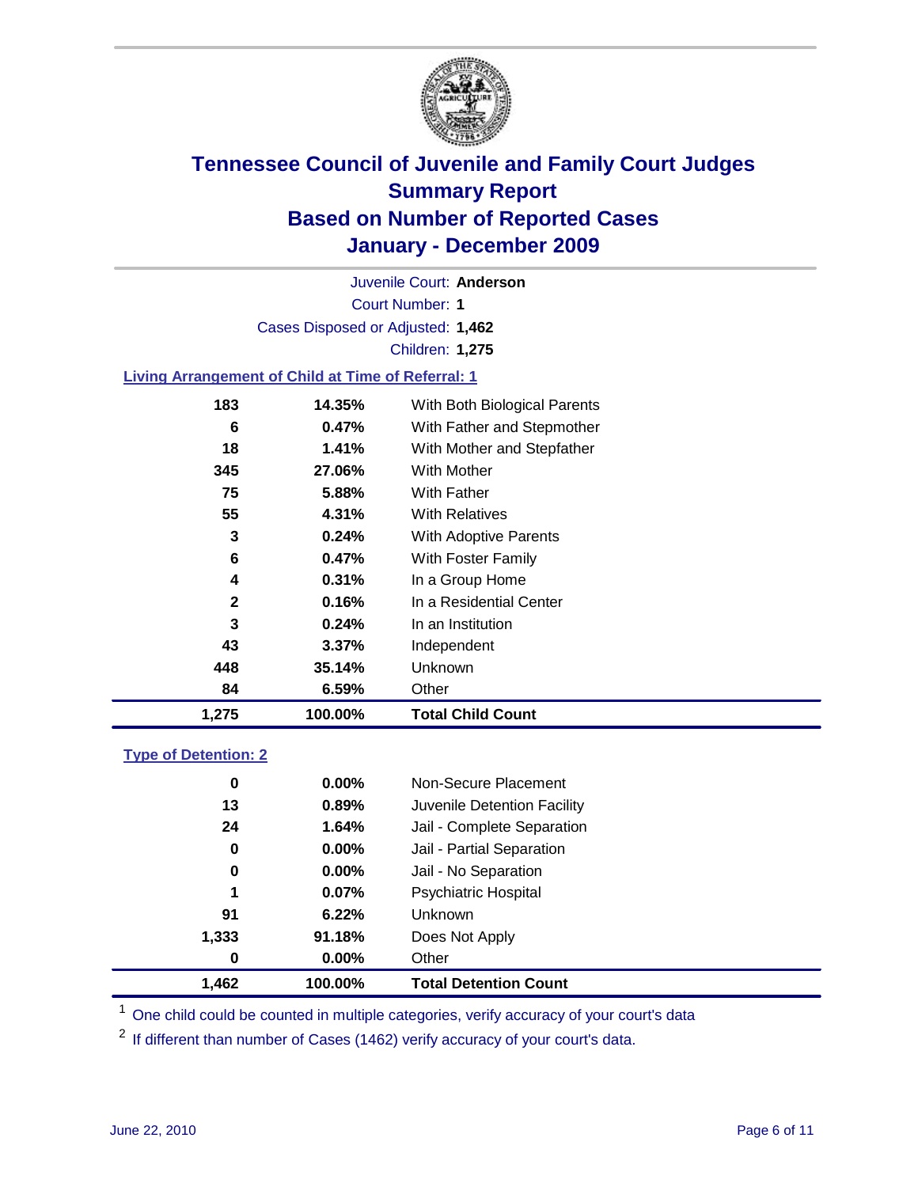# Tennessee Council of Juvenile and Family Court Judges
## Summary Report
## Based on Number of Reported Cases
## January - December 2009

Juvenile Court: **Anderson**

Court Number: **1**

Cases Disposed or Adjusted: **1,462**

Children: **1,275**

### Living Arrangement of Child at Time of Referral: 1

| Count | Percent | Category |
|---|---|---|
| 183 | 14.35% | With Both Biological Parents |
| 6 | 0.47% | With Father and Stepmother |
| 18 | 1.41% | With Mother and Stepfather |
| 345 | 27.06% | With Mother |
| 75 | 5.88% | With Father |
| 55 | 4.31% | With Relatives |
| 3 | 0.24% | With Adoptive Parents |
| 6 | 0.47% | With Foster Family |
| 4 | 0.31% | In a Group Home |
| 2 | 0.16% | In a Residential Center |
| 3 | 0.24% | In an Institution |
| 43 | 3.37% | Independent |
| 448 | 35.14% | Unknown |
| 84 | 6.59% | Other |
| **1,275** | **100.00%** | **Total Child Count** |

### Type of Detention: 2

| Count | Percent | Category |
|---|---|---|
| 0 | 0.00% | Non-Secure Placement |
| 13 | 0.89% | Juvenile Detention Facility |
| 24 | 1.64% | Jail - Complete Separation |
| 0 | 0.00% | Jail - Partial Separation |
| 0 | 0.00% | Jail - No Separation |
| 1 | 0.07% | Psychiatric Hospital |
| 91 | 6.22% | Unknown |
| 1,333 | 91.18% | Does Not Apply |
| 0 | 0.00% | Other |
| **1,462** | **100.00%** | **Total Detention Count** |

[1] One child could be counted in multiple categories, verify accuracy of your court's data

[2] If different than number of Cases (1462) verify accuracy of your court's data.

June 22, 2010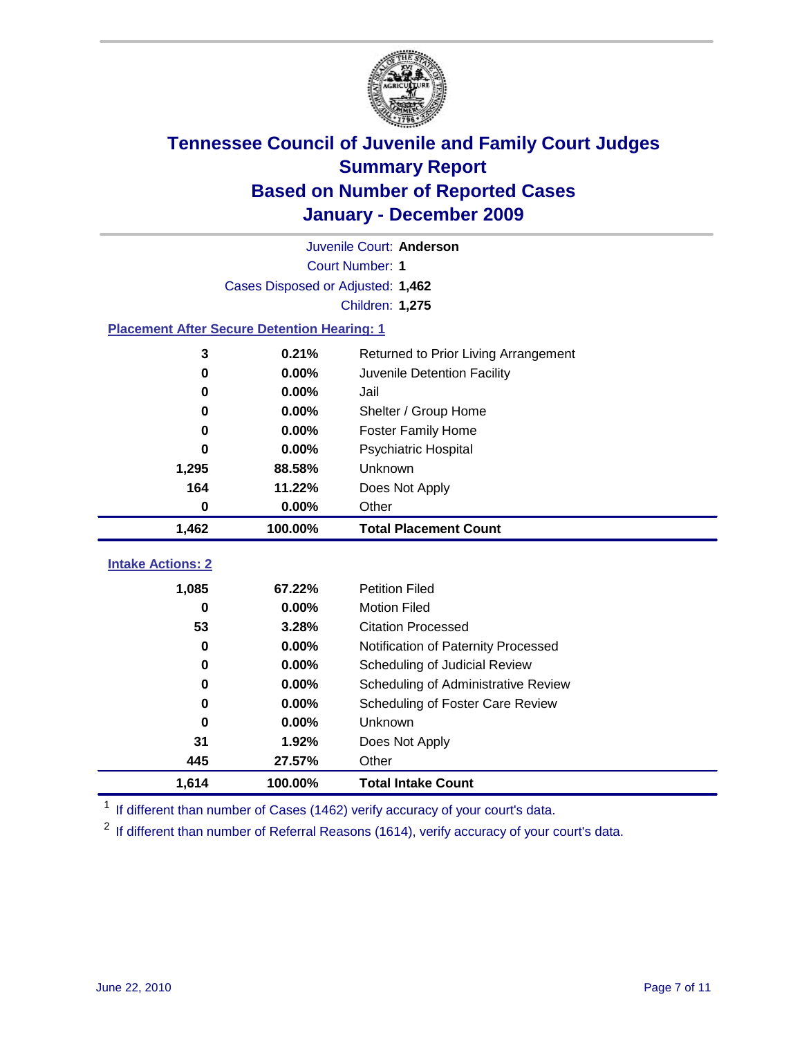# Tennessee Council of Juvenile and Family Court Judges
## Summary Report
## Based on Number of Reported Cases
## January - December 2009

Juvenile Court: **Anderson**

Court Number: **1**

Cases Disposed or Adjusted: **1,462**

Children: **1,275**

### Placement After Secure Detention Hearing: 1

| Count | Percent | Placement |
|---|---|---|
| 3 | 0.21% | Returned to Prior Living Arrangement |
| 0 | 0.00% | Juvenile Detention Facility |
| 0 | 0.00% | Jail |
| 0 | 0.00% | Shelter / Group Home |
| 0 | 0.00% | Foster Family Home |
| 0 | 0.00% | Psychiatric Hospital |
| 1,295 | 88.58% | Unknown |
| 164 | 11.22% | Does Not Apply |
| 0 | 0.00% | Other |
| **1,462** | **100.00%** | **Total Placement Count** |

### Intake Actions: 2

| Count | Percent | Intake Action |
|---|---|---|
| 1,085 | 67.22% | Petition Filed |
| 0 | 0.00% | Motion Filed |
| 53 | 3.28% | Citation Processed |
| 0 | 0.00% | Notification of Paternity Processed |
| 0 | 0.00% | Scheduling of Judicial Review |
| 0 | 0.00% | Scheduling of Administrative Review |
| 0 | 0.00% | Scheduling of Foster Care Review |
| 0 | 0.00% | Unknown |
| 31 | 1.92% | Does Not Apply |
| 445 | 27.57% | Other |
| **1,614** | **100.00%** | **Total Intake Count** |

[1] If different than number of Cases (1462) verify accuracy of your court's data.

[2] If different than number of Referral Reasons (1614), verify accuracy of your court's data.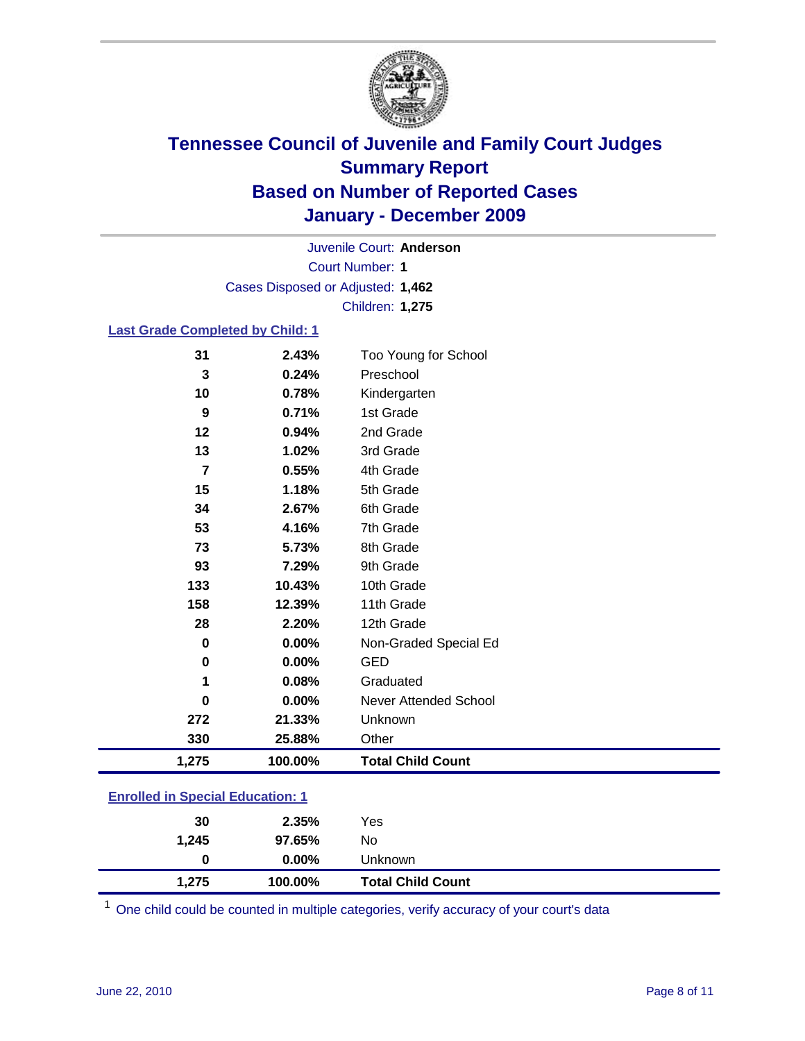# Tennessee Council of Juvenile and Family Court Judges
## Summary Report
## Based on Number of Reported Cases
## January - December 2009

Juvenile Court: **Anderson**

Court Number: **1**

Cases Disposed or Adjusted: **1,462**

Children: **1,275**

### Last Grade Completed by Child: [1]

| Count | Percent | Category |
|---|---|---|
| 31 | 2.43% | Too Young for School |
| 3 | 0.24% | Preschool |
| 10 | 0.78% | Kindergarten |
| 9 | 0.71% | 1st Grade |
| 12 | 0.94% | 2nd Grade |
| 13 | 1.02% | 3rd Grade |
| 7 | 0.55% | 4th Grade |
| 15 | 1.18% | 5th Grade |
| 34 | 2.67% | 6th Grade |
| 53 | 4.16% | 7th Grade |
| 73 | 5.73% | 8th Grade |
| 93 | 7.29% | 9th Grade |
| 133 | 10.43% | 10th Grade |
| 158 | 12.39% | 11th Grade |
| 28 | 2.20% | 12th Grade |
| 0 | 0.00% | Non-Graded Special Ed |
| 0 | 0.00% | GED |
| 1 | 0.08% | Graduated |
| 0 | 0.00% | Never Attended School |
| 272 | 21.33% | Unknown |
| 330 | 25.88% | Other |
| **1,275** | **100.00%** | **Total Child Count** |

### Enrolled in Special Education: [1]

| Count | Percent | Category |
|---|---|---|
| 30 | 2.35% | Yes |
| 1,245 | 97.65% | No |
| 0 | 0.00% | Unknown |
| **1,275** | **100.00%** | **Total Child Count** |

[1] One child could be counted in multiple categories, verify accuracy of your court's data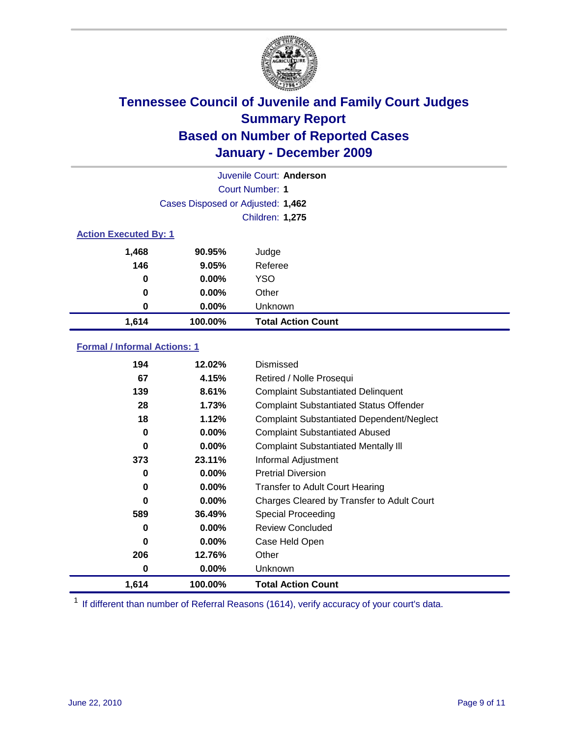# Tennessee Council of Juvenile and Family Court Judges
## Summary Report
## Based on Number of Reported Cases
## January - December 2009

Juvenile Court: **Anderson**

Court Number: **1**

Cases Disposed or Adjusted: **1,462**

Children: **1,275**

### Action Executed By: 1

| | | |
|---|---|---|
| 1,468 | 90.95% | Judge |
| 146 | 9.05% | Referee |
| 0 | 0.00% | YSO |
| 0 | 0.00% | Other |
| 0 | 0.00% | Unknown |
| **1,614** | **100.00%** | **Total Action Count** |

### Formal / Informal Actions: 1

| | | |
|---|---|---|
| 194 | 12.02% | Dismissed |
| 67 | 4.15% | Retired / Nolle Prosequi |
| 139 | 8.61% | Complaint Substantiated Delinquent |
| 28 | 1.73% | Complaint Substantiated Status Offender |
| 18 | 1.12% | Complaint Substantiated Dependent/Neglect |
| 0 | 0.00% | Complaint Substantiated Abused |
| 0 | 0.00% | Complaint Substantiated Mentally Ill |
| 373 | 23.11% | Informal Adjustment |
| 0 | 0.00% | Pretrial Diversion |
| 0 | 0.00% | Transfer to Adult Court Hearing |
| 0 | 0.00% | Charges Cleared by Transfer to Adult Court |
| 589 | 36.49% | Special Proceeding |
| 0 | 0.00% | Review Concluded |
| 0 | 0.00% | Case Held Open |
| 206 | 12.76% | Other |
| 0 | 0.00% | Unknown |
| **1,614** | **100.00%** | **Total Action Count** |

[1] If different than number of Referral Reasons (1614), verify accuracy of your court's data.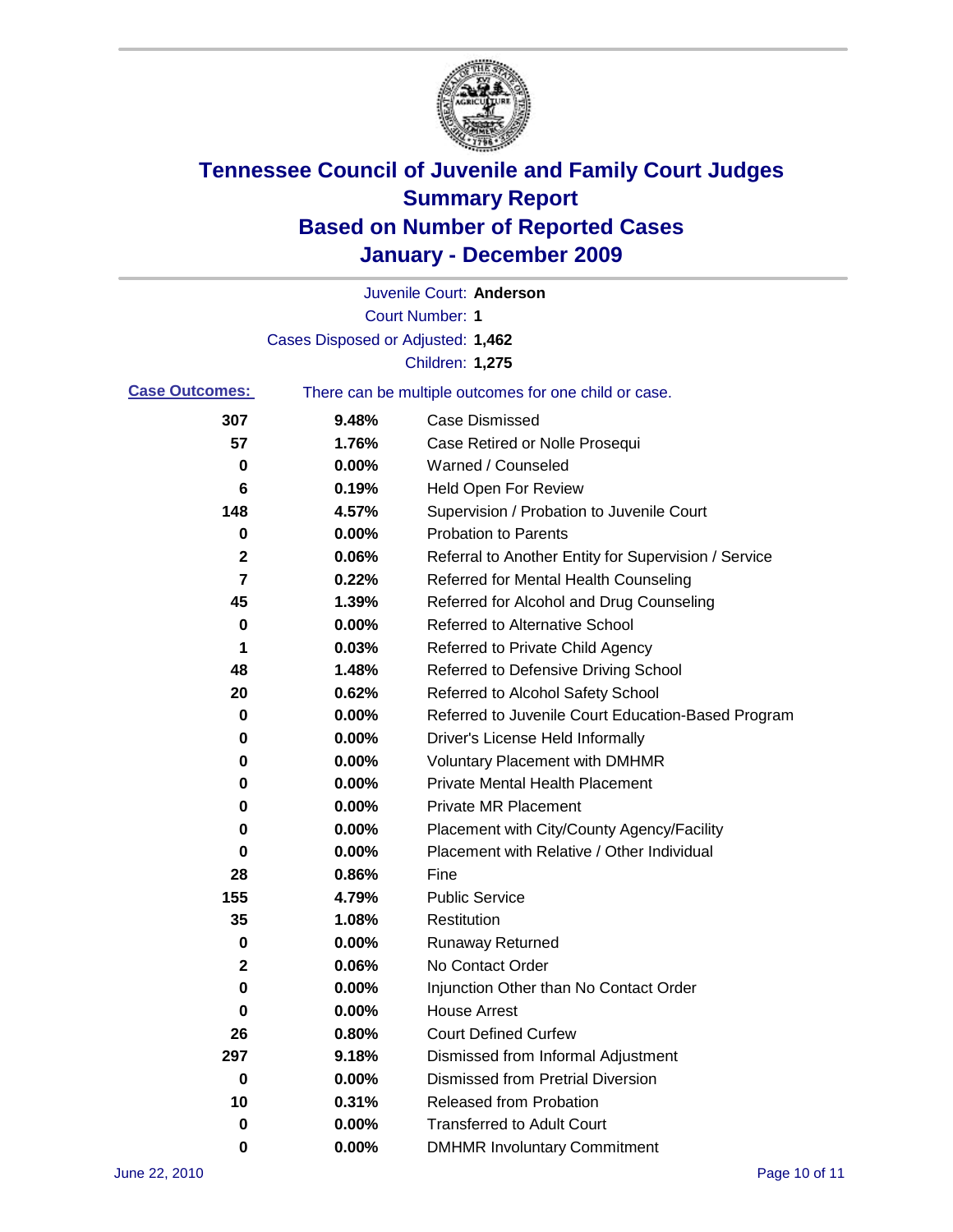# Tennessee Council of Juvenile and Family Court Judges
## Summary Report
## Based on Number of Reported Cases
## January - December 2009

Juvenile Court: **Anderson**

Court Number: **1**

Cases Disposed or Adjusted: **1,462**

Children: **1,275**

**Case Outcomes:** There can be multiple outcomes for one child or case.

| Count | Percent | Outcome |
|---|---|---|
| 307 | 9.48% | Case Dismissed |
| 57 | 1.76% | Case Retired or Nolle Prosequi |
| 0 | 0.00% | Warned / Counseled |
| 6 | 0.19% | Held Open For Review |
| 148 | 4.57% | Supervision / Probation to Juvenile Court |
| 0 | 0.00% | Probation to Parents |
| 2 | 0.06% | Referral to Another Entity for Supervision / Service |
| 7 | 0.22% | Referred for Mental Health Counseling |
| 45 | 1.39% | Referred for Alcohol and Drug Counseling |
| 0 | 0.00% | Referred to Alternative School |
| 1 | 0.03% | Referred to Private Child Agency |
| 48 | 1.48% | Referred to Defensive Driving School |
| 20 | 0.62% | Referred to Alcohol Safety School |
| 0 | 0.00% | Referred to Juvenile Court Education-Based Program |
| 0 | 0.00% | Driver's License Held Informally |
| 0 | 0.00% | Voluntary Placement with DMHMR |
| 0 | 0.00% | Private Mental Health Placement |
| 0 | 0.00% | Private MR Placement |
| 0 | 0.00% | Placement with City/County Agency/Facility |
| 0 | 0.00% | Placement with Relative / Other Individual |
| 28 | 0.86% | Fine |
| 155 | 4.79% | Public Service |
| 35 | 1.08% | Restitution |
| 0 | 0.00% | Runaway Returned |
| 2 | 0.06% | No Contact Order |
| 0 | 0.00% | Injunction Other than No Contact Order |
| 0 | 0.00% | House Arrest |
| 26 | 0.80% | Court Defined Curfew |
| 297 | 9.18% | Dismissed from Informal Adjustment |
| 0 | 0.00% | Dismissed from Pretrial Diversion |
| 10 | 0.31% | Released from Probation |
| 0 | 0.00% | Transferred to Adult Court |
| 0 | 0.00% | DMHMR Involuntary Commitment |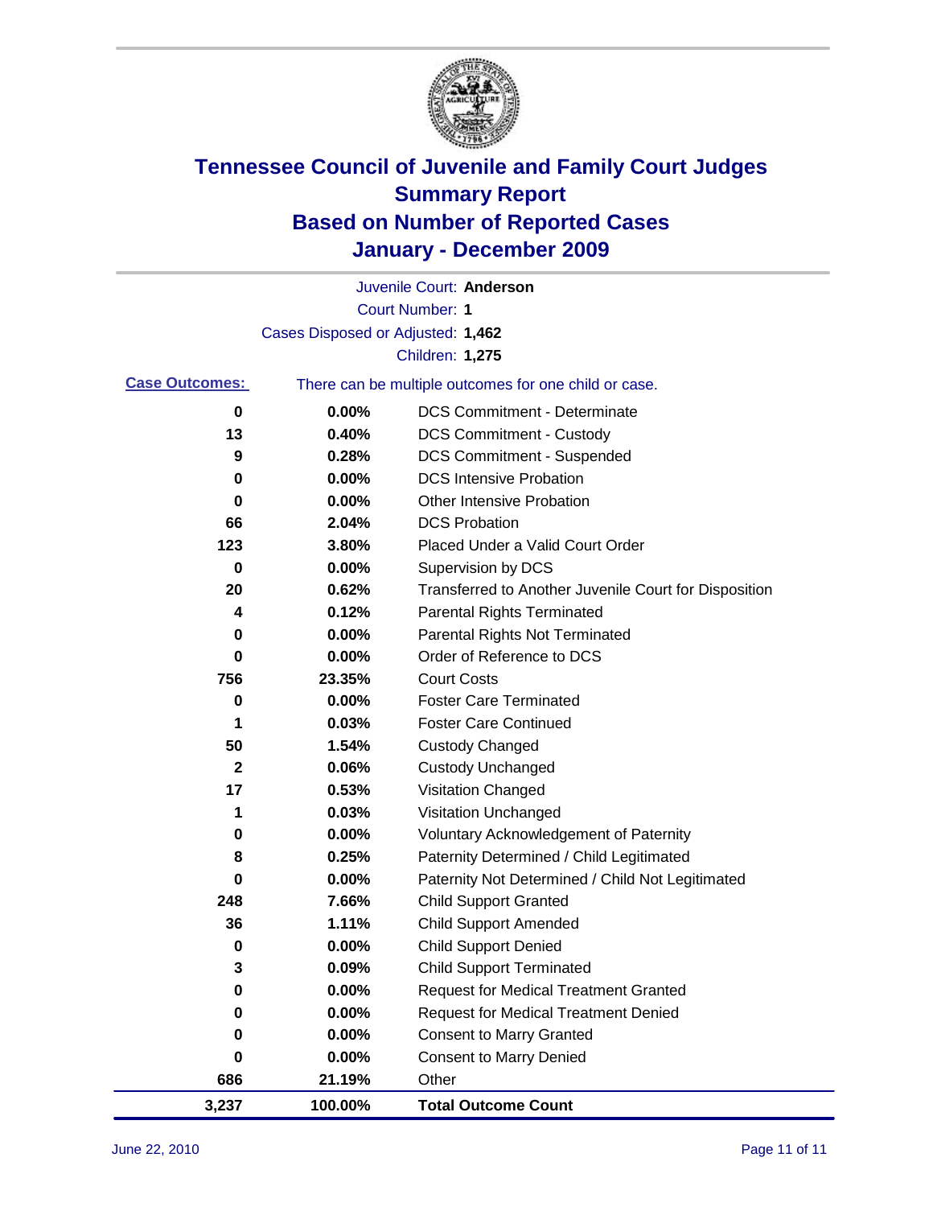# Tennessee Council of Juvenile and Family Court Judges
# Summary Report
# Based on Number of Reported Cases
# January - December 2009

Juvenile Court: **Anderson**

Court Number: **1**

Cases Disposed or Adjusted: **1,462**

Children: **1,275**

**Case Outcomes:** There can be multiple outcomes for one child or case.

| | | |
|---|---|---|
| 0 | 0.00% | DCS Commitment - Determinate |
| 13 | 0.40% | DCS Commitment - Custody |
| 9 | 0.28% | DCS Commitment - Suspended |
| 0 | 0.00% | DCS Intensive Probation |
| 0 | 0.00% | Other Intensive Probation |
| 66 | 2.04% | DCS Probation |
| 123 | 3.80% | Placed Under a Valid Court Order |
| 0 | 0.00% | Supervision by DCS |
| 20 | 0.62% | Transferred to Another Juvenile Court for Disposition |
| 4 | 0.12% | Parental Rights Terminated |
| 0 | 0.00% | Parental Rights Not Terminated |
| 0 | 0.00% | Order of Reference to DCS |
| 756 | 23.35% | Court Costs |
| 0 | 0.00% | Foster Care Terminated |
| 1 | 0.03% | Foster Care Continued |
| 50 | 1.54% | Custody Changed |
| 2 | 0.06% | Custody Unchanged |
| 17 | 0.53% | Visitation Changed |
| 1 | 0.03% | Visitation Unchanged |
| 0 | 0.00% | Voluntary Acknowledgement of Paternity |
| 8 | 0.25% | Paternity Determined / Child Legitimated |
| 0 | 0.00% | Paternity Not Determined / Child Not Legitimated |
| 248 | 7.66% | Child Support Granted |
| 36 | 1.11% | Child Support Amended |
| 0 | 0.00% | Child Support Denied |
| 3 | 0.09% | Child Support Terminated |
| 0 | 0.00% | Request for Medical Treatment Granted |
| 0 | 0.00% | Request for Medical Treatment Denied |
| 0 | 0.00% | Consent to Marry Granted |
| 0 | 0.00% | Consent to Marry Denied |
| 686 | 21.19% | Other |
| **3,237** | **100.00%** | **Total Outcome Count** |